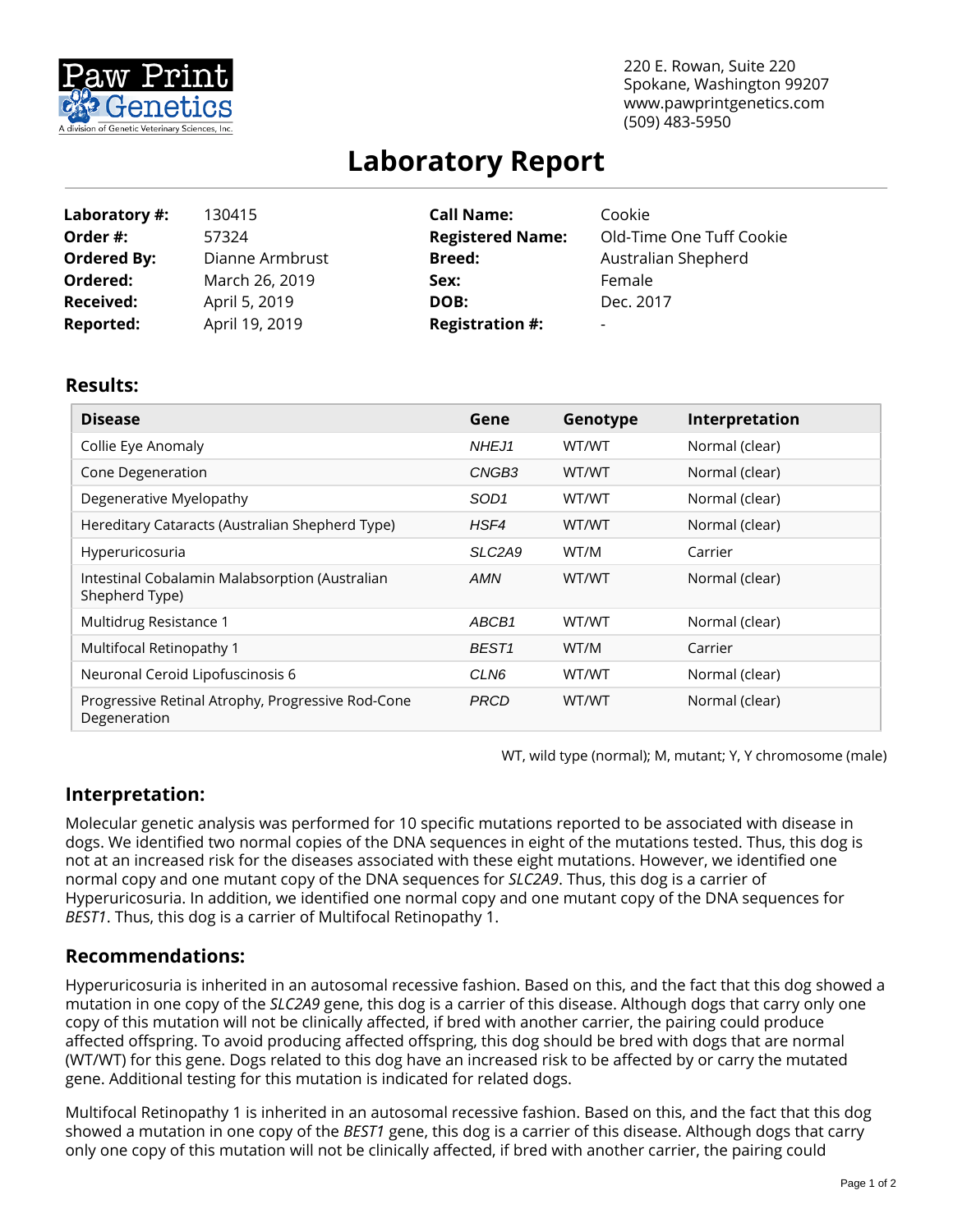Paw Print Genetics
A division of Genetic Veterinary Sciences, Inc.

220 E. Rowan, Suite 220
Spokane, Washington 99207
www.pawprintgenetics.com
(509) 483-5950

# Laboratory Report

| | | | |
|---|---|---|---|
| **Laboratory #:** | 130415 | **Call Name:** | Cookie |
| **Order #:** | 57324 | **Registered Name:** | Old-Time One Tuff Cookie |
| **Ordered By:** | Dianne Armbrust | **Breed:** | Australian Shepherd |
| **Ordered:** | March 26, 2019 | **Sex:** | Female |
| **Received:** | April 5, 2019 | **DOB:** | Dec. 2017 |
| **Reported:** | April 19, 2019 | **Registration #:** | - |

## Results:

| Disease | Gene | Genotype | Interpretation |
|---|---|---|---|
| Collie Eye Anomaly | *NHEJ1* | WT/WT | Normal (clear) |
| Cone Degeneration | *CNGB3* | WT/WT | Normal (clear) |
| Degenerative Myelopathy | *SOD1* | WT/WT | Normal (clear) |
| Hereditary Cataracts (Australian Shepherd Type) | *HSF4* | WT/WT | Normal (clear) |
| Hyperuricosuria | *SLC2A9* | WT/M | Carrier |
| Intestinal Cobalamin Malabsorption (Australian Shepherd Type) | *AMN* | WT/WT | Normal (clear) |
| Multidrug Resistance 1 | *ABCB1* | WT/WT | Normal (clear) |
| Multifocal Retinopathy 1 | *BEST1* | WT/M | Carrier |
| Neuronal Ceroid Lipofuscinosis 6 | *CLN6* | WT/WT | Normal (clear) |
| Progressive Retinal Atrophy, Progressive Rod-Cone Degeneration | *PRCD* | WT/WT | Normal (clear) |

WT, wild type (normal); M, mutant; Y, Y chromosome (male)

## Interpretation:

Molecular genetic analysis was performed for 10 specific mutations reported to be associated with disease in dogs. We identified two normal copies of the DNA sequences in eight of the mutations tested. Thus, this dog is not at an increased risk for the diseases associated with these eight mutations. However, we identified one normal copy and one mutant copy of the DNA sequences for *SLC2A9*. Thus, this dog is a carrier of Hyperuricosuria. In addition, we identified one normal copy and one mutant copy of the DNA sequences for *BEST1*. Thus, this dog is a carrier of Multifocal Retinopathy 1.

## Recommendations:

Hyperuricosuria is inherited in an autosomal recessive fashion. Based on this, and the fact that this dog showed a mutation in one copy of the *SLC2A9* gene, this dog is a carrier of this disease. Although dogs that carry only one copy of this mutation will not be clinically affected, if bred with another carrier, the pairing could produce affected offspring. To avoid producing affected offspring, this dog should be bred with dogs that are normal (WT/WT) for this gene. Dogs related to this dog have an increased risk to be affected by or carry the mutated gene. Additional testing for this mutation is indicated for related dogs.

Multifocal Retinopathy 1 is inherited in an autosomal recessive fashion. Based on this, and the fact that this dog showed a mutation in one copy of the *BEST1* gene, this dog is a carrier of this disease. Although dogs that carry only one copy of this mutation will not be clinically affected, if bred with another carrier, the pairing could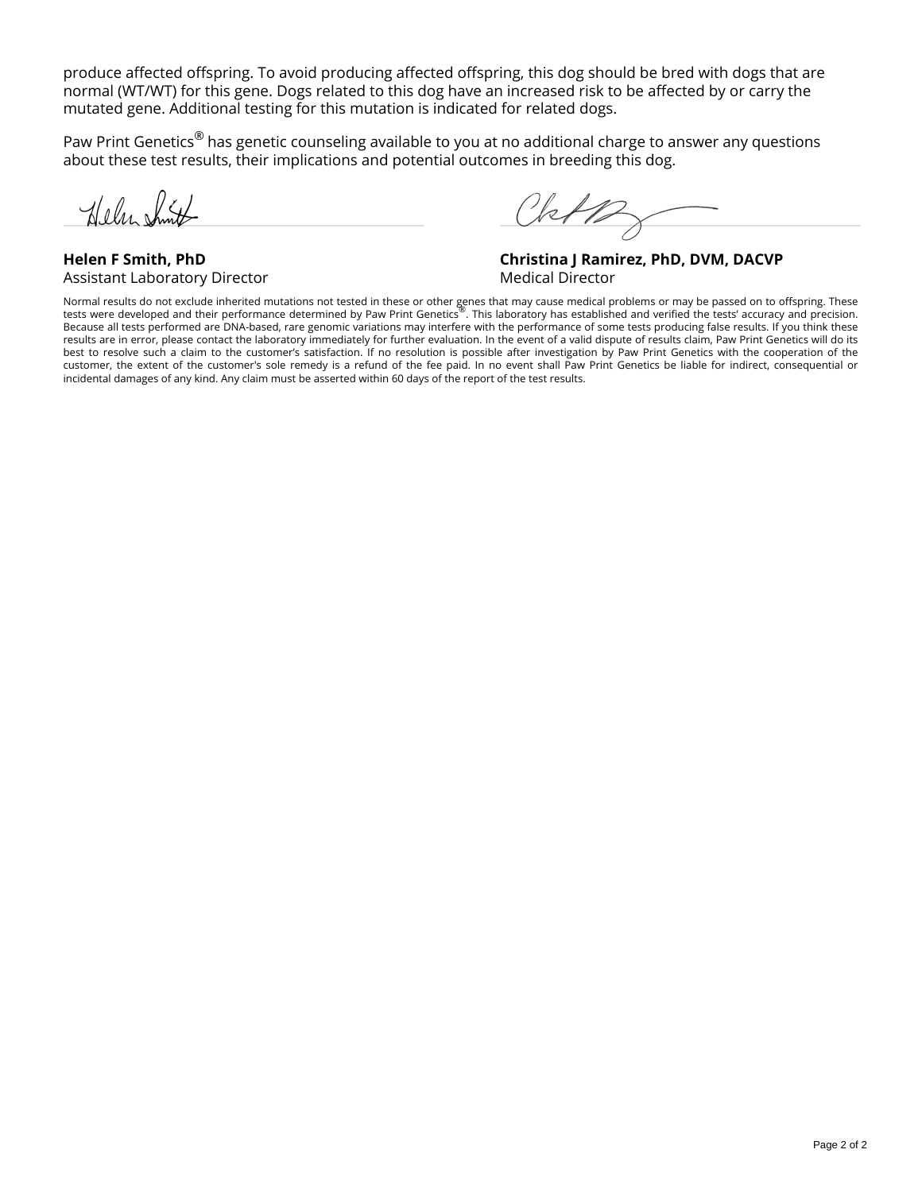produce affected offspring. To avoid producing affected offspring, this dog should be bred with dogs that are normal (WT/WT) for this gene. Dogs related to this dog have an increased risk to be affected by or carry the mutated gene. Additional testing for this mutation is indicated for related dogs.

Paw Print Genetics® has genetic counseling available to you at no additional charge to answer any questions about these test results, their implications and potential outcomes in breeding this dog.

**Helen F Smith, PhD**
Assistant Laboratory Director

**Christina J Ramirez, PhD, DVM, DACVP**
Medical Director

Normal results do not exclude inherited mutations not tested in these or other genes that may cause medical problems or may be passed on to offspring. These tests were developed and their performance determined by Paw Print Genetics®. This laboratory has established and verified the tests' accuracy and precision. Because all tests performed are DNA-based, rare genomic variations may interfere with the performance of some tests producing false results. If you think these results are in error, please contact the laboratory immediately for further evaluation. In the event of a valid dispute of results claim, Paw Print Genetics will do its best to resolve such a claim to the customer's satisfaction. If no resolution is possible after investigation by Paw Print Genetics with the cooperation of the customer, the extent of the customer's sole remedy is a refund of the fee paid. In no event shall Paw Print Genetics be liable for indirect, consequential or incidental damages of any kind. Any claim must be asserted within 60 days of the report of the test results.